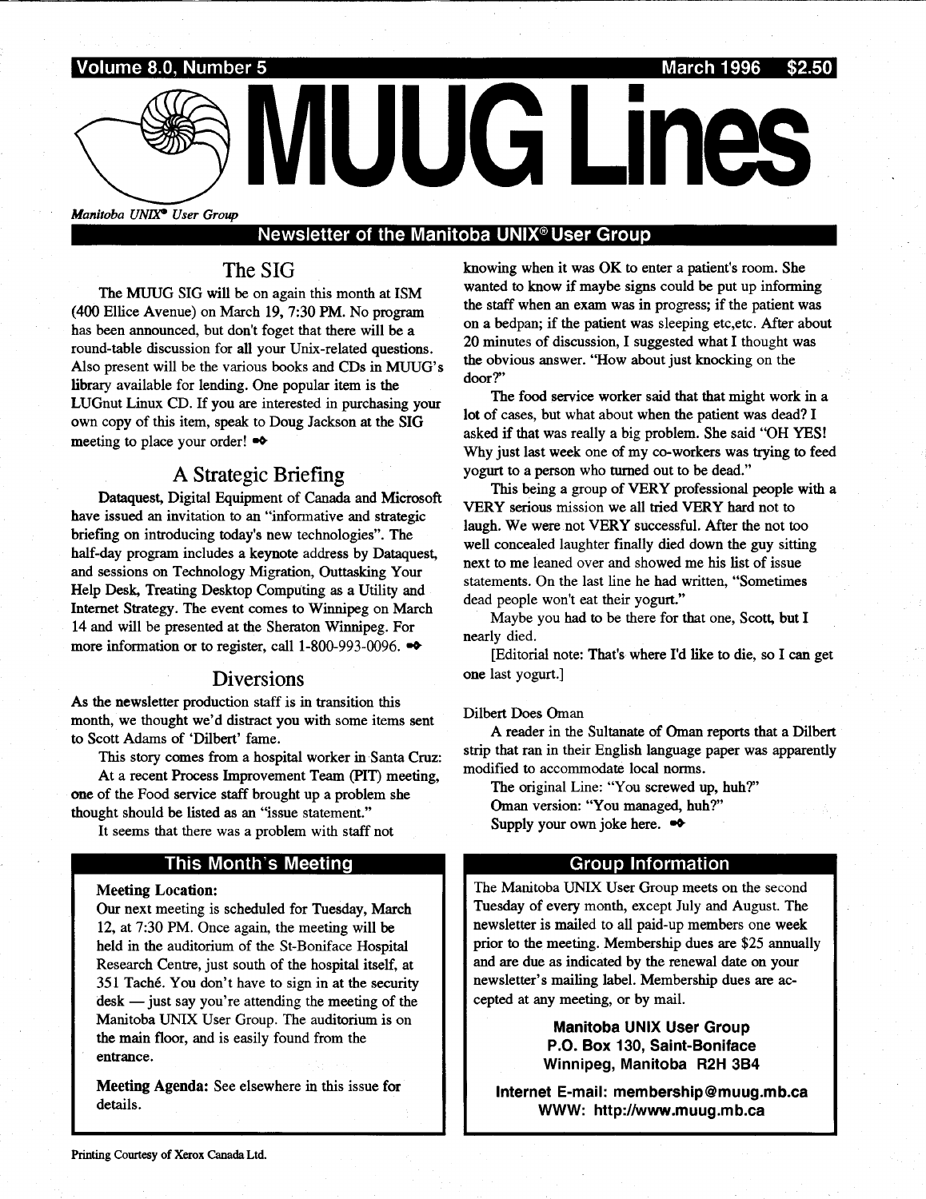Volume 8.0, Number 5 — March 1996 — $2.50

# MUUG Lines

*Manitoba UNIX® User Group*

**Newsletter of the Manitoba UNIX® User Group**

## The SIG

The MUUG SIG will be on again this month at ISM (400 Ellice Avenue) on March 19, 7:30 PM. No program has been announced, but don't foget that there will be a round-table discussion for all your Unix-related questions. Also present will be the various books and CDs in MUUG's library available for lending. One popular item is the LUGnut Linux CD. If you are interested in purchasing your own copy of this item, speak to Doug Jackson at the SIG meeting to place your order!

## A Strategic Briefing

Dataquest, Digital Equipment of Canada and Microsoft have issued an invitation to an "informative and strategic briefing on introducing today's new technologies". The half-day program includes a keynote address by Dataquest, and sessions on Technology Migration, Outtasking Your Help Desk, Treating Desktop Computing as a Utility and Internet Strategy. The event comes to Winnipeg on March 14 and will be presented at the Sheraton Winnipeg. For more information or to register, call 1-800-993-0096.

## Diversions

As the newsletter production staff is in transition this month, we thought we'd distract you with some items sent to Scott Adams of 'Dilbert' fame.

This story comes from a hospital worker in Santa Cruz:

At a recent Process Improvement Team (PIT) meeting, one of the Food service staff brought up a problem she thought should be listed as an "issue statement."

It seems that there was a problem with staff not knowing when it was OK to enter a patient's room. She wanted to know if maybe signs could be put up informing the staff when an exam was in progress; if the patient was on a bedpan; if the patient was sleeping etc,etc. After about 20 minutes of discussion, I suggested what I thought was the obvious answer. "How about just knocking on the door?"

The food service worker said that that might work in a lot of cases, but what about when the patient was dead? I asked if that was really a big problem. She said "OH YES! Why just last week one of my co-workers was trying to feed yogurt to a person who turned out to be dead."

This being a group of VERY professional people with a VERY serious mission we all tried VERY hard not to laugh. We were not VERY successful. After the not too well concealed laughter finally died down the guy sitting next to me leaned over and showed me his list of issue statements. On the last line he had written, "Sometimes dead people won't eat their yogurt."

Maybe you had to be there for that one, Scott, but I nearly died.

[Editorial note: That's where I'd like to die, so I can get one last yogurt.]

Dilbert Does Oman

A reader in the Sultanate of Oman reports that a Dilbert strip that ran in their English language paper was apparently modified to accommodate local norms.

The original Line: "You screwed up, huh?"

Oman version: "You managed, huh?"

Supply your own joke here.

## This Month's Meeting

**Meeting Location:**
Our next meeting is scheduled for Tuesday, March 12, at 7:30 PM. Once again, the meeting will be held in the auditorium of the St-Boniface Hospital Research Centre, just south of the hospital itself, at 351 Taché. You don't have to sign in at the security desk — just say you're attending the meeting of the Manitoba UNIX User Group. The auditorium is on the main floor, and is easily found from the entrance.

**Meeting Agenda:** See elsewhere in this issue for details.

## Group Information

The Manitoba UNIX User Group meets on the second Tuesday of every month, except July and August. The newsletter is mailed to all paid-up members one week prior to the meeting. Membership dues are $25 annually and are due as indicated by the renewal date on your newsletter's mailing label. Membership dues are accepted at any meeting, or by mail.

**Manitoba UNIX User Group**
**P.O. Box 130, Saint-Boniface**
**Winnipeg, Manitoba R2H 3B4**

**Internet E-mail: membership@muug.mb.ca**
**WWW: http://www.muug.mb.ca**

Printing Courtesy of Xerox Canada Ltd.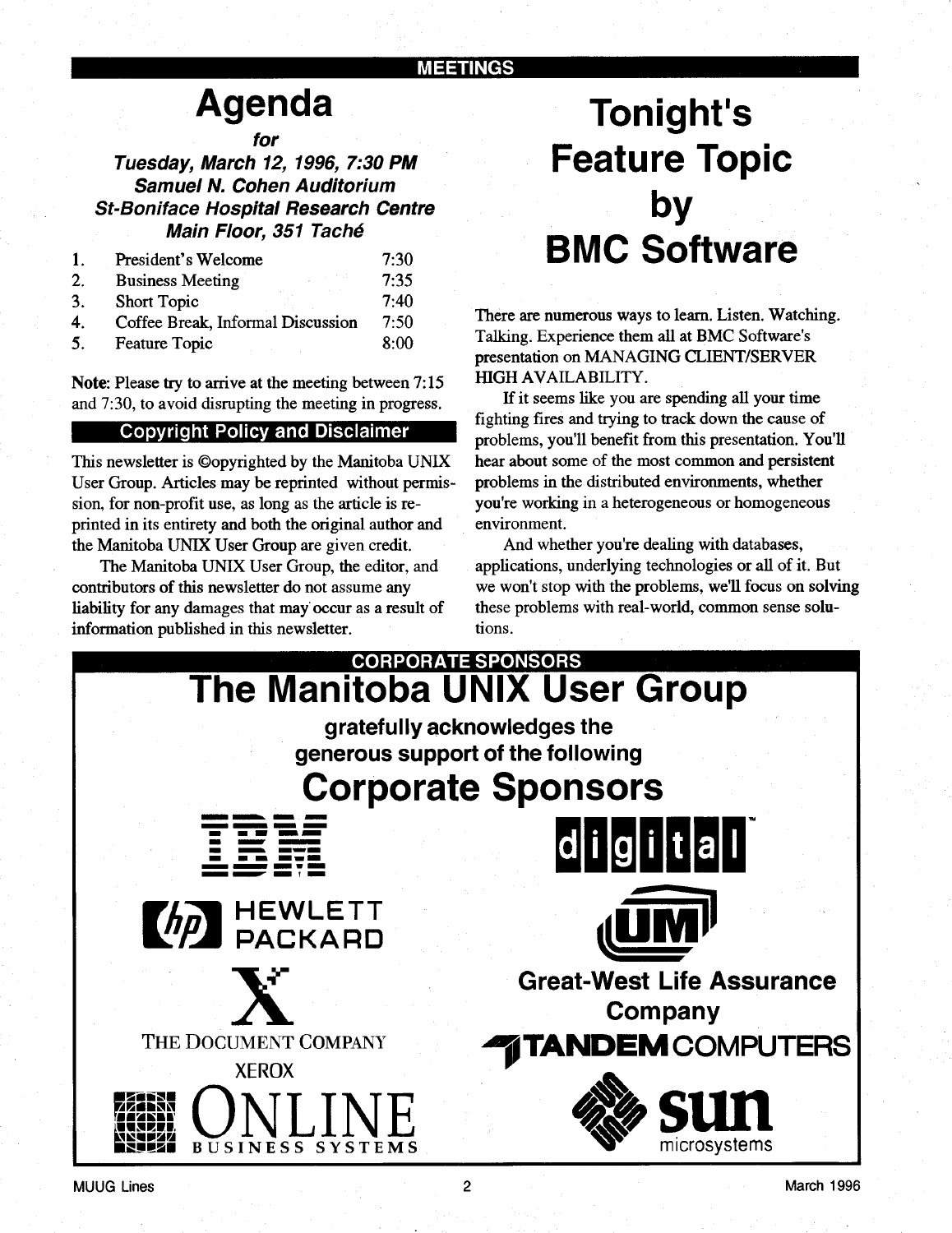## MEETINGS

# Agenda

***for***

***Tuesday, March 12, 1996, 7:30 PM***
***Samuel N. Cohen Auditorium***
***St-Boniface Hospital Research Centre***
***Main Floor, 351 Taché***

| | | |
|---|---|---|
| 1. | President's Welcome | 7:30 |
| 2. | Business Meeting | 7:35 |
| 3. | Short Topic | 7:40 |
| 4. | Coffee Break, Informal Discussion | 7:50 |
| 5. | Feature Topic | 8:00 |

**Note:** Please try to arrive at the meeting between 7:15 and 7:30, to avoid disrupting the meeting in progress.

## Copyright Policy and Disclaimer

This newsletter is ©opyrighted by the Manitoba UNIX User Group. Articles may be reprinted without permission, for non-profit use, as long as the article is reprinted in its entirety and both the original author and the Manitoba UNIX User Group are given credit.

The Manitoba UNIX User Group, the editor, and contributors of this newsletter do not assume any liability for any damages that may occur as a result of information published in this newsletter.

# Tonight's Feature Topic by BMC Software

There are numerous ways to learn. Listen. Watching. Talking. Experience them all at BMC Software's presentation on MANAGING CLIENT/SERVER HIGH AVAILABILITY.

If it seems like you are spending all your time fighting fires and trying to track down the cause of problems, you'll benefit from this presentation. You'll hear about some of the most common and persistent problems in the distributed environments, whether you're working in a heterogeneous or homogeneous environment.

And whether you're dealing with databases, applications, underlying technologies or all of it. But we won't stop with the problems, we'll focus on solving these problems with real-world, common sense solutions.

## CORPORATE SPONSORS

# The Manitoba UNIX User Group

**gratefully acknowledges the generous support of the following**

# Corporate Sponsors

IBM

digital™

HEWLETT PACKARD

UM

Great-West Life Assurance Company

THE DOCUMENT COMPANY XEROX

TANDEM COMPUTERS

ONLINE BUSINESS SYSTEMS

sun microsystems